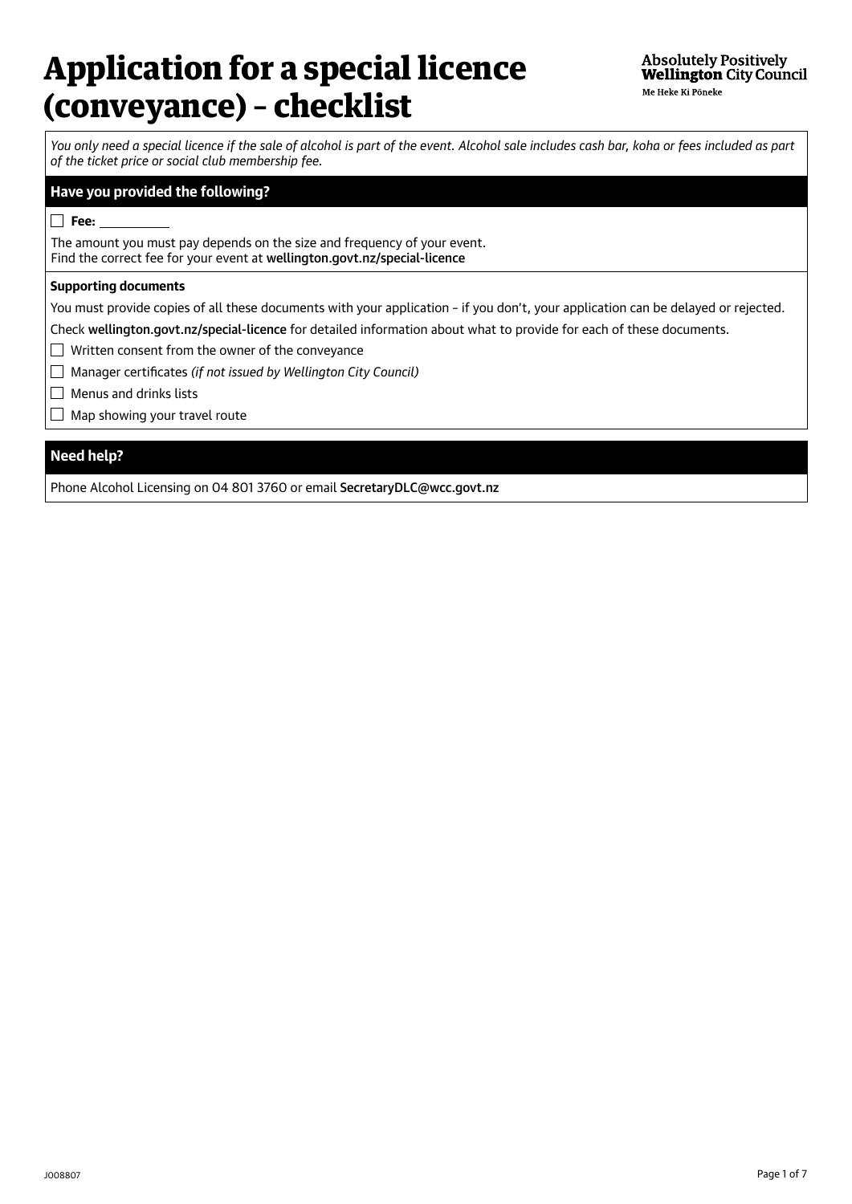# Application for a special licence (conveyance) – checklist

Absolutely Positively **Wellington** City Council

Me Heke Ki Pōneke

*You only need a special licence if the sale of alcohol is part of the event. Alcohol sale includes cash bar, koha or fees included as part of the ticket price or social club membership fee.*

## Have you provided the following?

- [ ] **Fee:** ___________

The amount you must pay depends on the size and frequency of your event.
Find the correct fee for your event at wellington.govt.nz/special-licence

### Supporting documents

You must provide copies of all these documents with your application – if you don't, your application can be delayed or rejected.

Check wellington.govt.nz/special-licence for detailed information about what to provide for each of these documents.

- [ ] Written consent from the owner of the conveyance
- [ ] Manager certificates *(if not issued by Wellington City Council)*
- [ ] Menus and drinks lists
- [ ] Map showing your travel route

## Need help?

Phone Alcohol Licensing on 04 801 3760 or email SecretaryDLC@wcc.govt.nz

J008807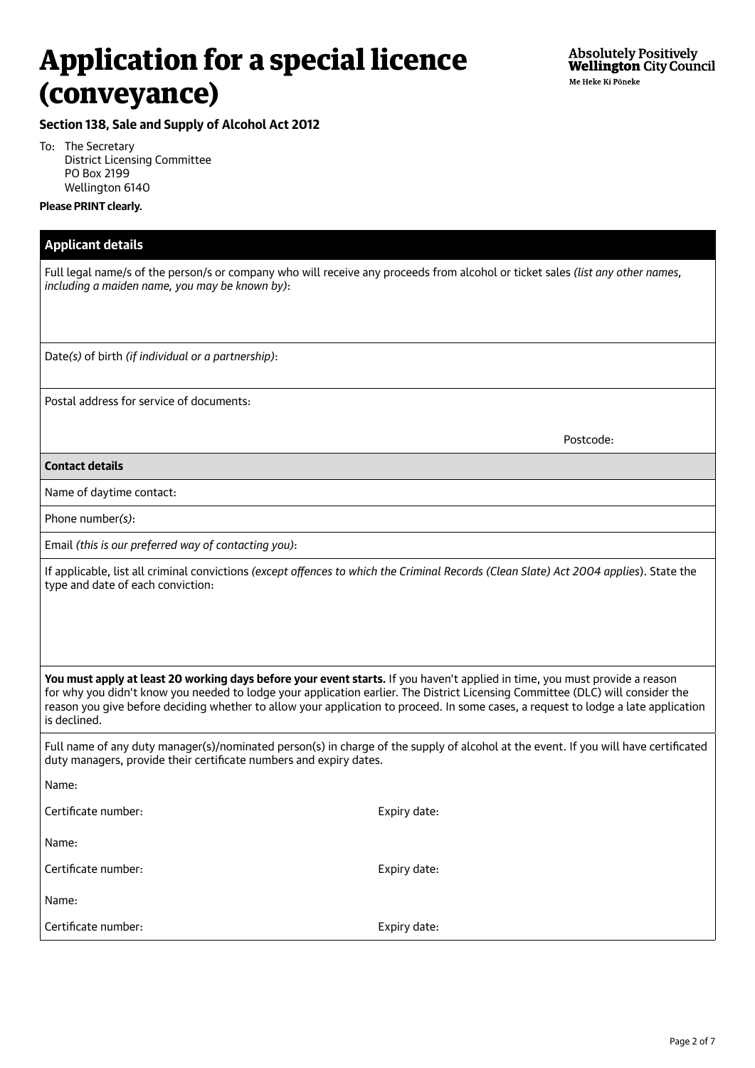# Application for a special licence (conveyance)

**Absolutely Positively Wellington City Council**
Me Heke Ki Pōneke

**Section 138, Sale and Supply of Alcohol Act 2012**

To: The Secretary
District Licensing Committee
PO Box 2199
Wellington 6140

**Please PRINT clearly.**

## Applicant details

Full legal name/s of the person/s or company who will receive any proceeds from alcohol or ticket sales *(list any other names, including a maiden name, you may be known by)*:

Date*(s)* of birth *(if individual or a partnership)*:

Postal address for service of documents:

Postcode:

### Contact details

Name of daytime contact:

Phone number*(s)*:

Email *(this is our preferred way of contacting you)*:

If applicable, list all criminal convictions *(except offences to which the Criminal Records (Clean Slate) Act 2004 applies*). State the type and date of each conviction:

**You must apply at least 20 working days before your event starts.** If you haven't applied in time, you must provide a reason for why you didn't know you needed to lodge your application earlier. The District Licensing Committee (DLC) will consider the reason you give before deciding whether to allow your application to proceed. In some cases, a request to lodge a late application is declined.

Full name of any duty manager(s)/nominated person(s) in charge of the supply of alcohol at the event. If you will have certificated duty managers, provide their certificate numbers and expiry dates.

Name:

Certificate number: Expiry date:

Name:

Certificate number: Expiry date:

Name:

Certificate number: Expiry date: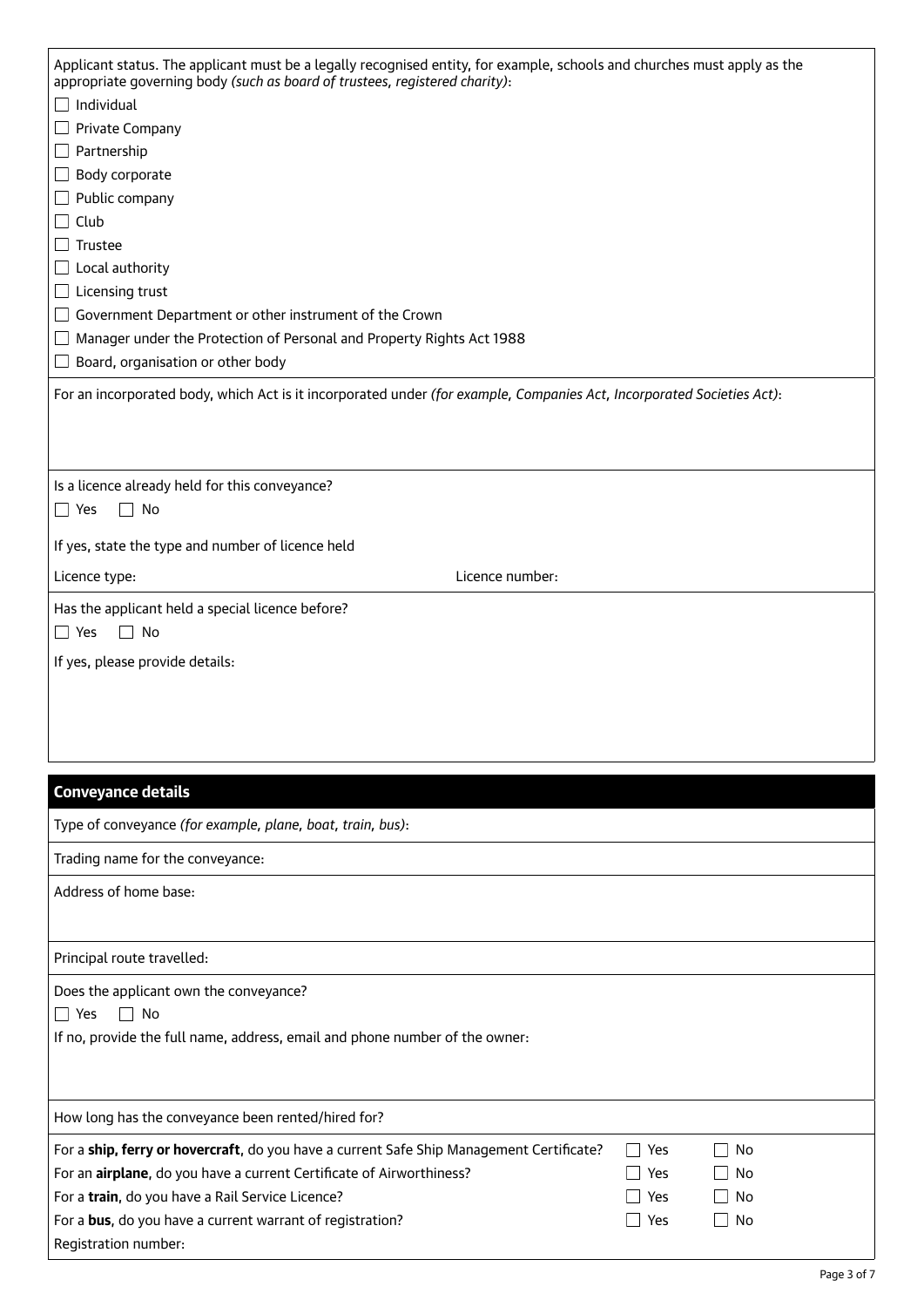Applicant status. The applicant must be a legally recognised entity, for example, schools and churches must apply as the appropriate governing body *(such as board of trustees, registered charity)*:

- ☐ Individual
- ☐ Private Company
- ☐ Partnership
- ☐ Body corporate
- ☐ Public company
- ☐ Club
- ☐ Trustee
- ☐ Local authority
- ☐ Licensing trust
- ☐ Government Department or other instrument of the Crown
- ☐ Manager under the Protection of Personal and Property Rights Act 1988
- ☐ Board, organisation or other body

For an incorporated body, which Act is it incorporated under *(for example, Companies Act, Incorporated Societies Act)*:

Is a licence already held for this conveyance?

☐ Yes ☐ No

If yes, state the type and number of licence held

Licence type: Licence number:

Has the applicant held a special licence before?

☐ Yes ☐ No

If yes, please provide details:

## Conveyance details

Type of conveyance *(for example, plane, boat, train, bus)*:

Trading name for the conveyance:

Address of home base:

Principal route travelled:

Does the applicant own the conveyance?

☐ Yes ☐ No

If no, provide the full name, address, email and phone number of the owner:

How long has the conveyance been rented/hired for?

| | | |
|---|---|---|
| For a **ship, ferry or hovercraft**, do you have a current Safe Ship Management Certificate? | ☐ Yes | ☐ No |
| For an **airplane**, do you have a current Certificate of Airworthiness? | ☐ Yes | ☐ No |
| For a **train**, do you have a Rail Service Licence? | ☐ Yes | ☐ No |
| For a **bus**, do you have a current warrant of registration? | ☐ Yes | ☐ No |

Registration number: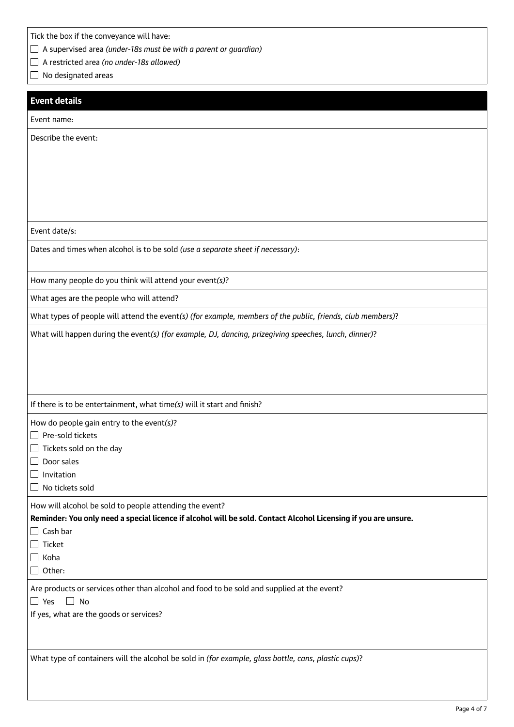Tick the box if the conveyance will have:

- ☐ A supervised area *(under-18s must be with a parent or guardian)*
- ☐ A restricted area *(no under-18s allowed)*
- ☐ No designated areas

## Event details

Event name:

Describe the event:

Event date/s:

Dates and times when alcohol is to be sold *(use a separate sheet if necessary)*:

How many people do you think will attend your event*(s)*?

What ages are the people who will attend?

What types of people will attend the event*(s) (for example, members of the public, friends, club members)*?

What will happen during the event*(s) (for example, DJ, dancing, prizegiving speeches, lunch, dinner)*?

If there is to be entertainment, what time*(s)* will it start and finish?

How do people gain entry to the event*(s)*?

- ☐ Pre-sold tickets
- ☐ Tickets sold on the day
- ☐ Door sales
- ☐ Invitation
- ☐ No tickets sold

How will alcohol be sold to people attending the event?

**Reminder: You only need a special licence if alcohol will be sold. Contact Alcohol Licensing if you are unsure.**

- ☐ Cash bar
- ☐ Ticket
- ☐ Koha
- ☐ Other:

Are products or services other than alcohol and food to be sold and supplied at the event?

☐ Yes ☐ No

If yes, what are the goods or services?

What type of containers will the alcohol be sold in *(for example, glass bottle, cans, plastic cups)*?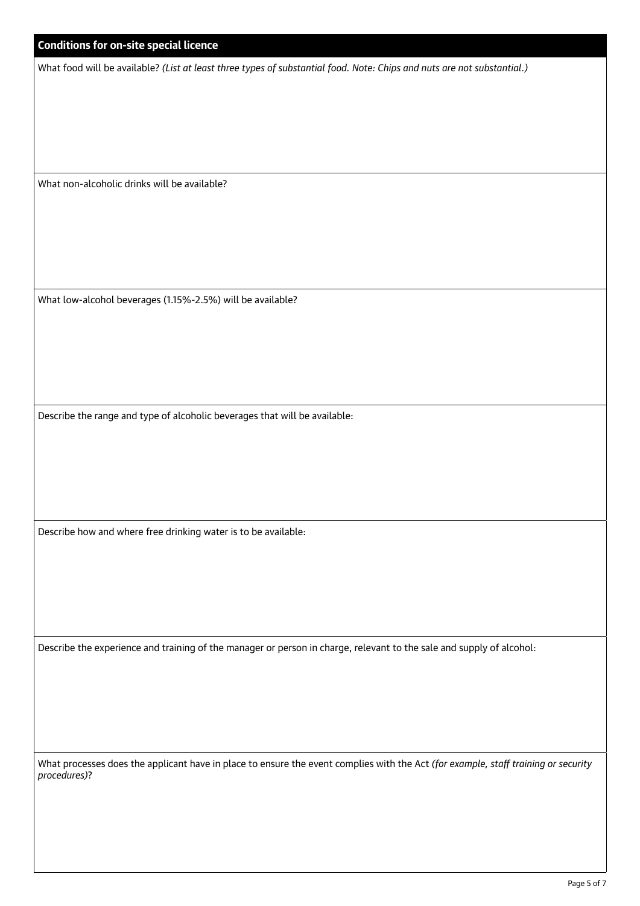## Conditions for on-site special licence

What food will be available? *(List at least three types of substantial food. Note: Chips and nuts are not substantial.)*

What non-alcoholic drinks will be available?

What low-alcohol beverages (1.15%-2.5%) will be available?

Describe the range and type of alcoholic beverages that will be available:

Describe how and where free drinking water is to be available:

Describe the experience and training of the manager or person in charge, relevant to the sale and supply of alcohol:

What processes does the applicant have in place to ensure the event complies with the Act *(for example, staff training or security procedures)*?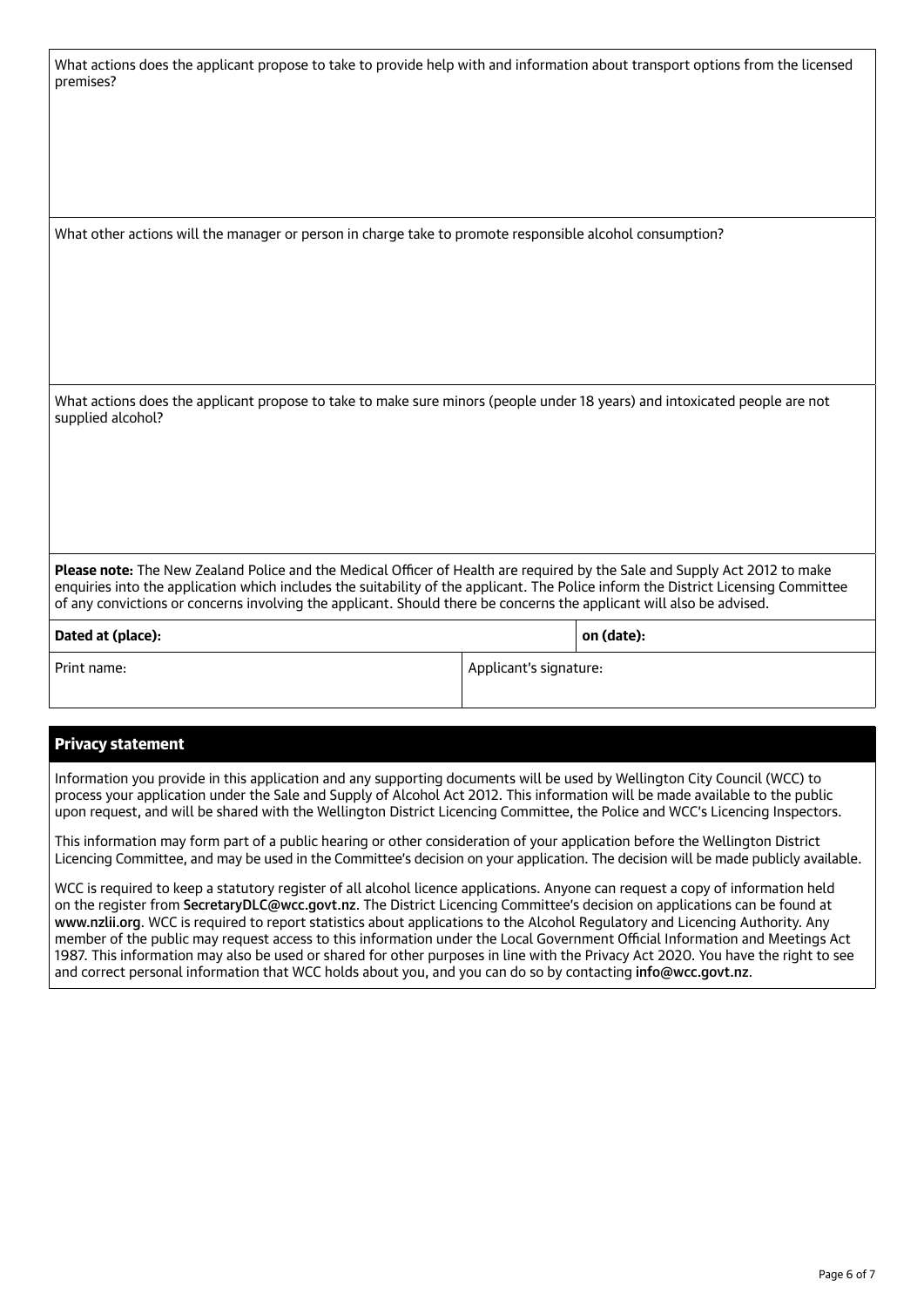What actions does the applicant propose to take to provide help with and information about transport options from the licensed premises?

What other actions will the manager or person in charge take to promote responsible alcohol consumption?

What actions does the applicant propose to take to make sure minors (people under 18 years) and intoxicated people are not supplied alcohol?

**Please note:** The New Zealand Police and the Medical Officer of Health are required by the Sale and Supply Act 2012 to make enquiries into the application which includes the suitability of the applicant. The Police inform the District Licensing Committee of any convictions or concerns involving the applicant. Should there be concerns the applicant will also be advised.

| **Dated at (place):** | | **on (date):** |
|---|---|---|
| Print name: | Applicant's signature: | |

## Privacy statement

Information you provide in this application and any supporting documents will be used by Wellington City Council (WCC) to process your application under the Sale and Supply of Alcohol Act 2012. This information will be made available to the public upon request, and will be shared with the Wellington District Licencing Committee, the Police and WCC's Licencing Inspectors.

This information may form part of a public hearing or other consideration of your application before the Wellington District Licencing Committee, and may be used in the Committee's decision on your application. The decision will be made publicly available.

WCC is required to keep a statutory register of all alcohol licence applications. Anyone can request a copy of information held on the register from **SecretaryDLC@wcc.govt.nz**. The District Licencing Committee's decision on applications can be found at **www.nzlii.org**. WCC is required to report statistics about applications to the Alcohol Regulatory and Licencing Authority. Any member of the public may request access to this information under the Local Government Official Information and Meetings Act 1987. This information may also be used or shared for other purposes in line with the Privacy Act 2020. You have the right to see and correct personal information that WCC holds about you, and you can do so by contacting **info@wcc.govt.nz**.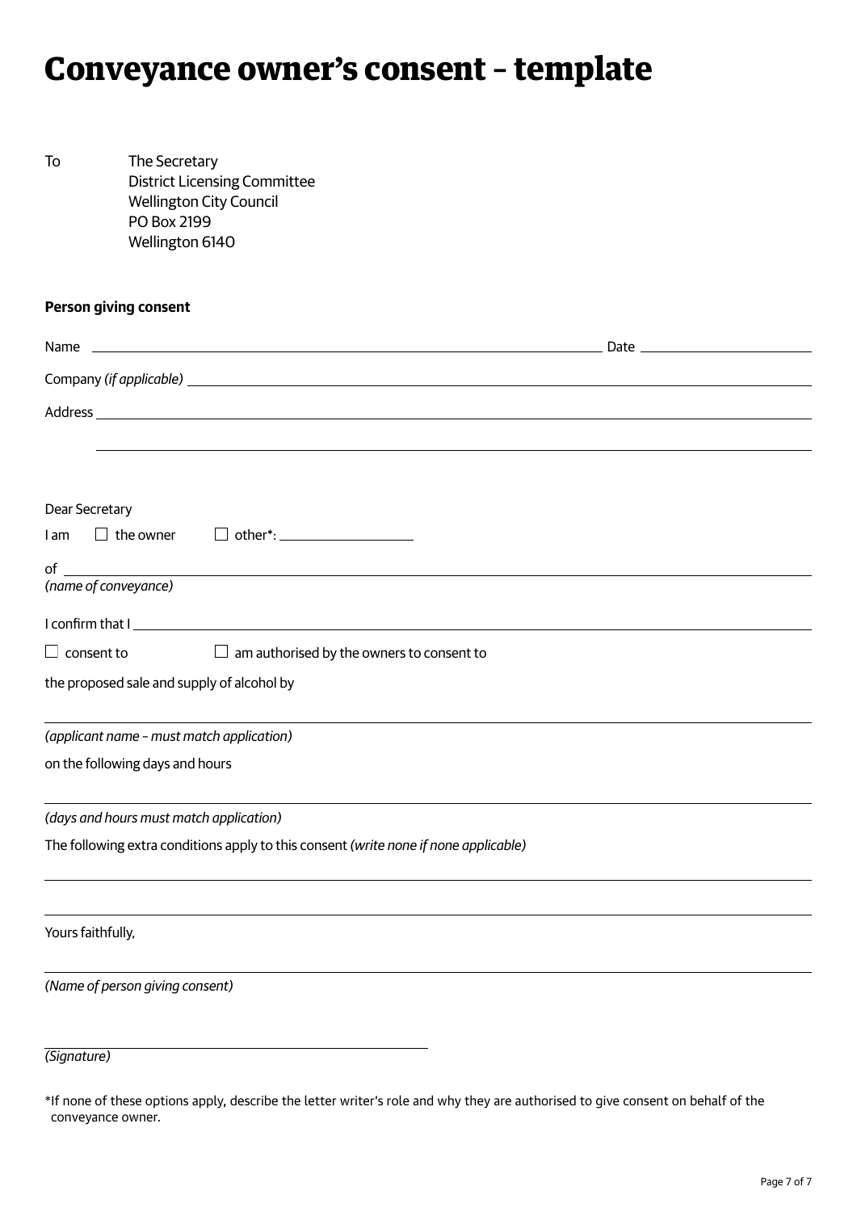# Conveyance owner's consent – template

To The Secretary
District Licensing Committee
Wellington City Council
PO Box 2199
Wellington 6140

**Person giving consent**

Name ______________________________ Date ______________

Company *(if applicable)* ______________________________

Address ______________________________

______________________________

Dear Secretary

I am ☐ the owner ☐ other*: ______________

of ______________________________
*(name of conveyance)*

I confirm that I ______________________________

☐ consent to ☐ am authorised by the owners to consent to

the proposed sale and supply of alcohol by

______________________________
*(applicant name – must match application)*

on the following days and hours

______________________________
*(days and hours must match application)*

The following extra conditions apply to this consent *(write none if none applicable)*

______________________________

______________________________

Yours faithfully,

______________________________
*(Name of person giving consent)*

______________________________
*(Signature)*

*If none of these options apply, describe the letter writer's role and why they are authorised to give consent on behalf of the conveyance owner.